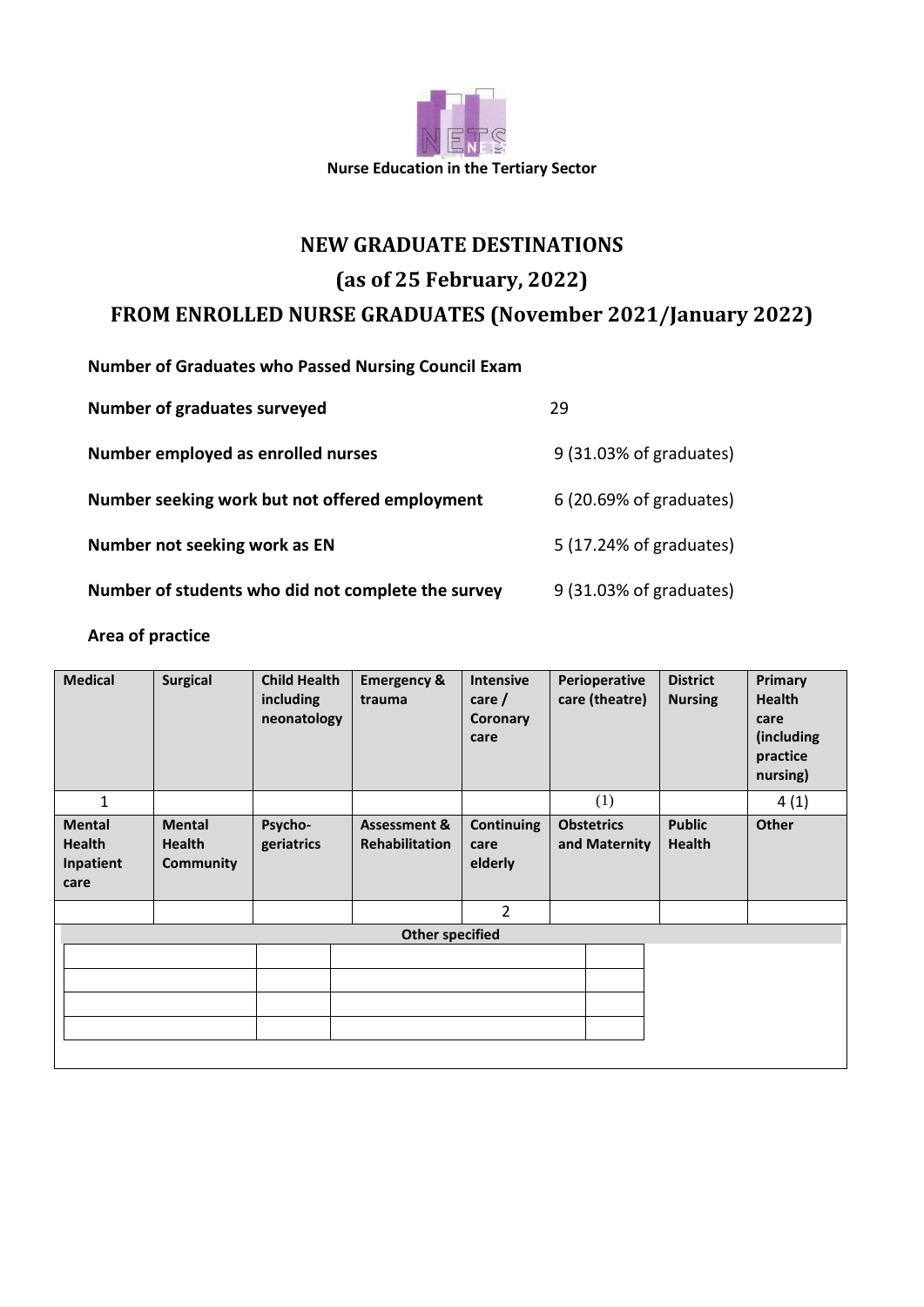**Nurse Education in the Tertiary Sector**

# NEW GRADUATE DESTINATIONS

## (as of 25 February, 2022)

## FROM ENROLLED NURSE GRADUATES (November 2021/January 2022)

**Number of Graduates who Passed Nursing Council Exam**

| | |
|---|---|
| **Number of graduates surveyed** | 29 |
| **Number employed as enrolled nurses** | 9 (31.03% of graduates) |
| **Number seeking work but not offered employment** | 6 (20.69% of graduates) |
| **Number not seeking work as EN** | 5 (17.24% of graduates) |
| **Number of students who did not complete the survey** | 9 (31.03% of graduates) |

**Area of practice**

| **Medical** | **Surgical** | **Child Health including neonatology** | **Emergency & trauma** | **Intensive care / Coronary care** | **Perioperative care (theatre)** | **District Nursing** | **Primary Health care (including practice nursing)** |
|---|---|---|---|---|---|---|---|
| 1 | | | | | (1) | | 4 (1) |
| **Mental Health Inpatient care** | **Mental Health Community** | **Psycho-geriatrics** | **Assessment & Rehabilitation** | **Continuing care elderly** | **Obstetrics and Maternity** | **Public Health** | **Other** |
| | | | | 2 | | | |

**Other specified**

| | | | |
|---|---|---|---|
| | | | |
| | | | |
| | | | |
| | | | |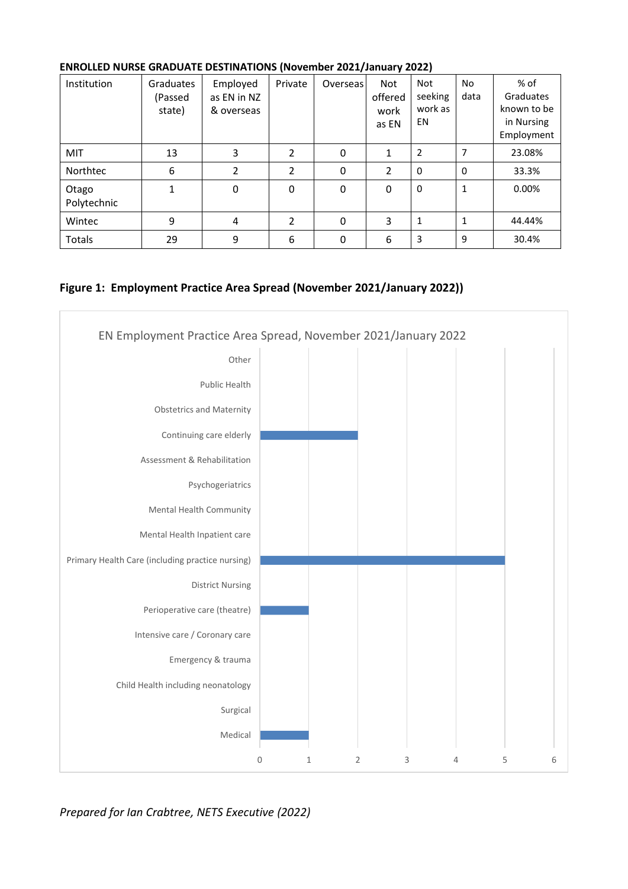**ENROLLED NURSE GRADUATE DESTINATIONS (November 2021/January 2022)**

| Institution | Graduates (Passed state) | Employed as EN in NZ & overseas | Private | Overseas | Not offered work as EN | Not seeking work as EN | No data | % of Graduates known to be in Nursing Employment |
|---|---|---|---|---|---|---|---|---|
| MIT | 13 | 3 | 2 | 0 | 1 | 2 | 7 | 23.08% |
| Northtec | 6 | 2 | 2 | 0 | 2 | 0 | 0 | 33.3% |
| Otago Polytechnic | 1 | 0 | 0 | 0 | 0 | 0 | 1 | 0.00% |
| Wintec | 9 | 4 | 2 | 0 | 3 | 1 | 1 | 44.44% |
| Totals | 29 | 9 | 6 | 0 | 6 | 3 | 9 | 30.4% |

## Figure 1: Employment Practice Area Spread (November 2021/January 2022))

EN Employment Practice Area Spread, November 2021/January 2022

Other
Public Health
Obstetrics and Maternity
Continuing care elderly
Assessment & Rehabilitation
Psychogeriatrics
Mental Health Community
Mental Health Inpatient care
Primary Health Care (including practice nursing)
District Nursing
Perioperative care (theatre)
Intensive care / Coronary care
Emergency & trauma
Child Health including neonatology
Surgical
Medical

0 1 2 3 4 5 6

*Prepared for Ian Crabtree, NETS Executive (2022)*